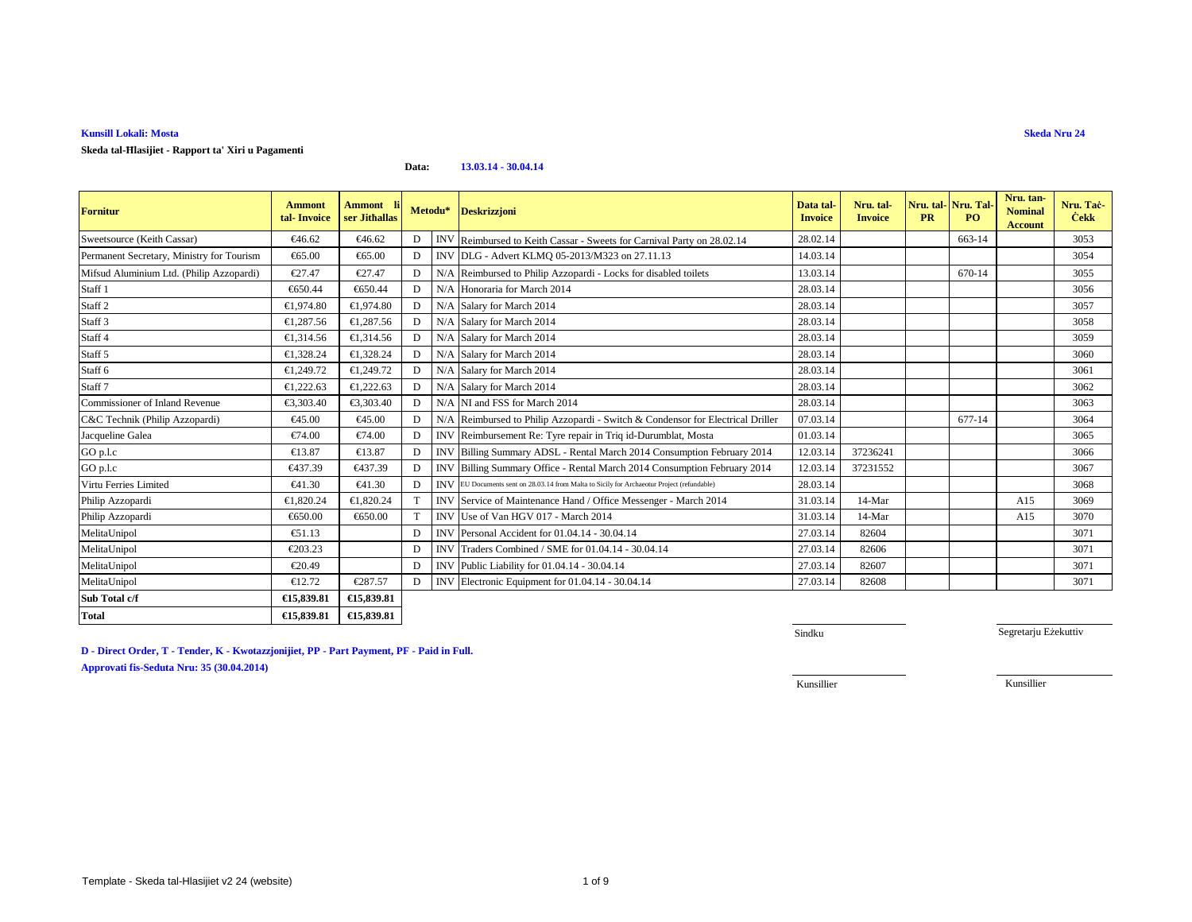**Kunsill Lokali: Mosta**

**Skeda Nru 24**

**Skeda tal-Ħlasijiet - Rapport ta' Xiri u Pagamenti**

**Data:** **13.03.14 - 30.04.14**

| Fornitur | Ammont tal- Invoice | Ammont li ser Jithallas | Metodu* | | Deskrizzjoni | Data tal-Invoice | Nru. tal-Invoice | Nru. tal-PR | Nru. Tal-PO | Nru. tan-Nominal Account | Nru. Taċ-Ċekk |
|---|---|---|---|---|---|---|---|---|---|---|---|
| Sweetsource (Keith Cassar) | €46.62 | €46.62 | D | INV | Reimbursed to Keith Cassar - Sweets for Carnival Party on 28.02.14 | 28.02.14 | | | 663-14 | | 3053 |
| Permanent Secretary, Ministry for Tourism | €65.00 | €65.00 | D | INV | DLG - Advert KLMQ 05-2013/M323 on 27.11.13 | 14.03.14 | | | | | 3054 |
| Mifsud Aluminium Ltd. (Philip Azzopardi) | €27.47 | €27.47 | D | N/A | Reimbursed to Philip Azzopardi - Locks for disabled toilets | 13.03.14 | | | 670-14 | | 3055 |
| Staff 1 | €650.44 | €650.44 | D | N/A | Honoraria for March 2014 | 28.03.14 | | | | | 3056 |
| Staff 2 | €1,974.80 | €1,974.80 | D | N/A | Salary for March 2014 | 28.03.14 | | | | | 3057 |
| Staff 3 | €1,287.56 | €1,287.56 | D | N/A | Salary for March 2014 | 28.03.14 | | | | | 3058 |
| Staff 4 | €1,314.56 | €1,314.56 | D | N/A | Salary for March 2014 | 28.03.14 | | | | | 3059 |
| Staff 5 | €1,328.24 | €1,328.24 | D | N/A | Salary for March 2014 | 28.03.14 | | | | | 3060 |
| Staff 6 | €1,249.72 | €1,249.72 | D | N/A | Salary for March 2014 | 28.03.14 | | | | | 3061 |
| Staff 7 | €1,222.63 | €1,222.63 | D | N/A | Salary for March 2014 | 28.03.14 | | | | | 3062 |
| Commissioner of Inland Revenue | €3,303.40 | €3,303.40 | D | N/A | NI and FSS for March 2014 | 28.03.14 | | | | | 3063 |
| C&C Technik (Philip Azzopardi) | €45.00 | €45.00 | D | N/A | Reimbursed to Philip Azzopardi - Switch & Condensor for Electrical Driller | 07.03.14 | | | 677-14 | | 3064 |
| Jacqueline Galea | €74.00 | €74.00 | D | INV | Reimbursement Re: Tyre repair in Triq id-Durumblat, Mosta | 01.03.14 | | | | | 3065 |
| GO p.l.c | €13.87 | €13.87 | D | INV | Billing Summary ADSL - Rental March 2014 Consumption February 2014 | 12.03.14 | 37236241 | | | | 3066 |
| GO p.l.c | €437.39 | €437.39 | D | INV | Billing Summary Office - Rental March 2014 Consumption February 2014 | 12.03.14 | 37231552 | | | | 3067 |
| Virtu Ferries Limited | €41.30 | €41.30 | D | INV | EU Documents sent on 28.03.14 from Malta to Sicily for Archaeotur Project (refundable) | 28.03.14 | | | | | 3068 |
| Philip Azzopardi | €1,820.24 | €1,820.24 | T | INV | Service of Maintenance Hand / Office Messenger - March 2014 | 31.03.14 | 14-Mar | | | A15 | 3069 |
| Philip Azzopardi | €650.00 | €650.00 | T | INV | Use of Van HGV 017 - March 2014 | 31.03.14 | 14-Mar | | | A15 | 3070 |
| MelitaUnipol | €51.13 | | D | INV | Personal Accident for 01.04.14 - 30.04.14 | 27.03.14 | 82604 | | | | 3071 |
| MelitaUnipol | €203.23 | | D | INV | Traders Combined / SME for 01.04.14 - 30.04.14 | 27.03.14 | 82606 | | | | 3071 |
| MelitaUnipol | €20.49 | | D | INV | Public Liability for 01.04.14 - 30.04.14 | 27.03.14 | 82607 | | | | 3071 |
| MelitaUnipol | €12.72 | €287.57 | D | INV | Electronic Equipment for 01.04.14 - 30.04.14 | 27.03.14 | 82608 | | | | 3071 |
| **Sub Total c/f** | **€15,839.81** | **€15,839.81** | | | | | | | | | |
| **Total** | **€15,839.81** | **€15,839.81** | | | | | | | | | |

**D - Direct Order, T - Tender, K - Kwotazzjonijiet, PP - Part Payment, PF - Paid in Full.**

**Approvati fis-Seduta Nru: 35 (30.04.2014)**

Sindku

Segretarju Eżekuttiv

Kunsillier

Kunsillier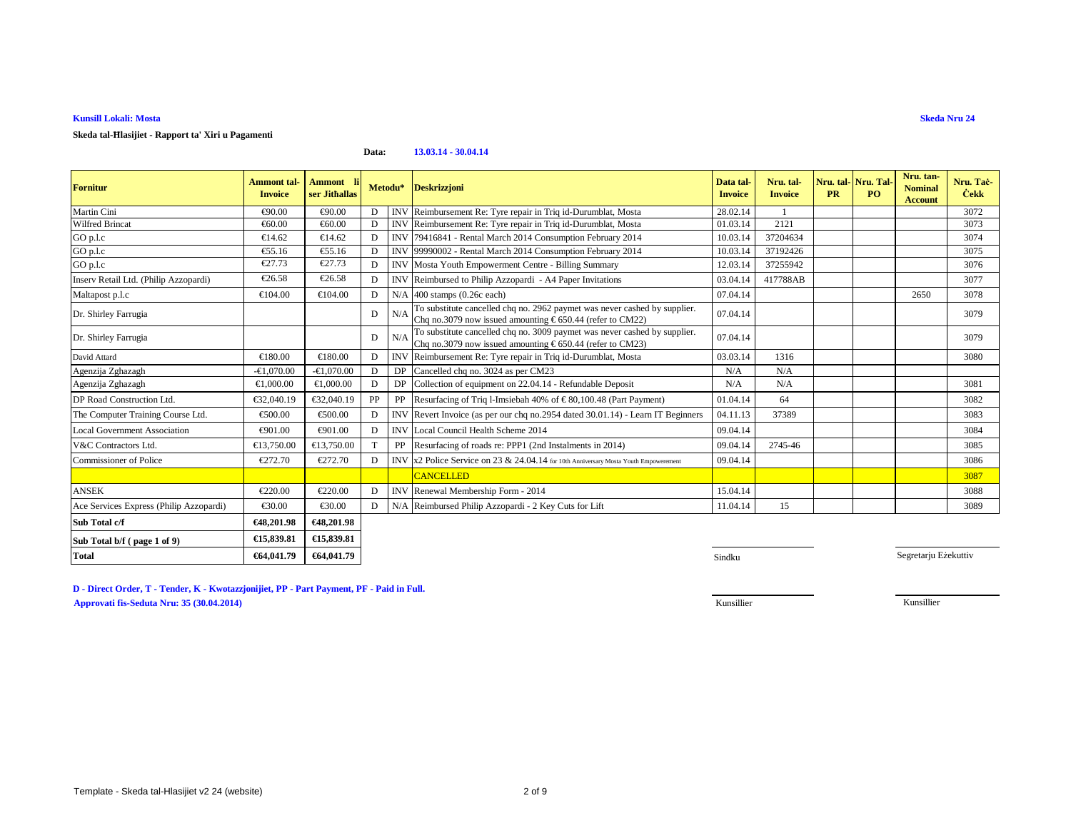**Kunsill Lokali: Mosta**

**Skeda Nru 24**

**Skeda tal-Ħlasijiet - Rapport ta' Xiri u Pagamenti**

**Data:** **13.03.14 - 30.04.14**

| Fornitur | Ammont tal-Invoice | Ammont li ser Jithallas | Metodu* | | Deskrizzjoni | Data tal-Invoice | Nru. tal-Invoice | Nru. tal-PR | Nru. Tal-PO | Nru. tan-Nominal Account | Nru. Taċ-Ċekk |
|---|---|---|---|---|---|---|---|---|---|---|---|
| Martin Cini | €90.00 | €90.00 | D | INV | Reimbursement Re: Tyre repair in Triq id-Durumblat, Mosta | 28.02.14 | 1 | | | | 3072 |
| Wilfred Brincat | €60.00 | €60.00 | D | INV | Reimbursement Re: Tyre repair in Triq id-Durumblat, Mosta | 01.03.14 | 2121 | | | | 3073 |
| GO p.l.c | €14.62 | €14.62 | D | INV | 79416841 - Rental March 2014 Consumption February 2014 | 10.03.14 | 37204634 | | | | 3074 |
| GO p.l.c | €55.16 | €55.16 | D | INV | 99990002 - Rental March 2014 Consumption February 2014 | 10.03.14 | 37192426 | | | | 3075 |
| GO p.l.c | €27.73 | €27.73 | D | INV | Mosta Youth Empowerment Centre - Billing Summary | 12.03.14 | 37255942 | | | | 3076 |
| Inserv Retail Ltd. (Philip Azzopardi) | €26.58 | €26.58 | D | INV | Reimbursed to Philip Azzopardi - A4 Paper Invitations | 03.04.14 | 417788AB | | | | 3077 |
| Maltapost p.l.c | €104.00 | €104.00 | D | N/A | 400 stamps (0.26c each) | 07.04.14 | | | | 2650 | 3078 |
| Dr. Shirley Farrugia | | | D | N/A | To substitute cancelled chq no. 2962 paymet was never cashed by supplier. Chq no.3079 now issued amounting € 650.44 (refer to CM22) | 07.04.14 | | | | | 3079 |
| Dr. Shirley Farrugia | | | D | N/A | To substitute cancelled chq no. 3009 paymet was never cashed by supplier. Chq no.3079 now issued amounting € 650.44 (refer to CM23) | 07.04.14 | | | | | 3079 |
| David Attard | €180.00 | €180.00 | D | INV | Reimbursement Re: Tyre repair in Triq id-Durumblat, Mosta | 03.03.14 | 1316 | | | | 3080 |
| Agenzija Zghazagh | -€1,070.00 | -€1,070.00 | D | DP | Cancelled chq no. 3024 as per CM23 | N/A | N/A | | | | |
| Agenzija Zghazagh | €1,000.00 | €1,000.00 | D | DP | Collection of equipment on 22.04.14 - Refundable Deposit | N/A | N/A | | | | 3081 |
| DP Road Construction Ltd. | €32,040.19 | €32,040.19 | PP | PP | Resurfacing of Triq l-Imsiebah 40% of € 80,100.48 (Part Payment) | 01.04.14 | 64 | | | | 3082 |
| The Computer Training Course Ltd. | €500.00 | €500.00 | D | INV | Revert Invoice (as per our chq no.2954 dated 30.01.14) - Learn IT Beginners | 04.11.13 | 37389 | | | | 3083 |
| Local Government Association | €901.00 | €901.00 | D | INV | Local Council Health Scheme 2014 | 09.04.14 | | | | | 3084 |
| V&C Contractors Ltd. | €13,750.00 | €13,750.00 | T | PP | Resurfacing of roads re: PPP1 (2nd Instalments in 2014) | 09.04.14 | 2745-46 | | | | 3085 |
| Commissioner of Police | €272.70 | €272.70 | D | INV | x2 Police Service on 23 & 24.04.14 for 10th Anniversary Mosta Youth Empowerement | 09.04.14 | | | | | 3086 |
| | | | | | CANCELLED | | | | | | 3087 |
| ANSEK | €220.00 | €220.00 | D | INV | Renewal Membership Form - 2014 | 15.04.14 | | | | | 3088 |
| Ace Services Express (Philip Azzopardi) | €30.00 | €30.00 | D | N/A | Reimbursed Philip Azzopardi - 2 Key Cuts for Lift | 11.04.14 | 15 | | | | 3089 |
| **Sub Total c/f** | **€48,201.98** | **€48,201.98** | | | | | | | | | |
| **Sub Total b/f ( page 1 of 9)** | **€15,839.81** | **€15,839.81** | | | | | | | | | |
| **Total** | **€64,041.79** | **€64,041.79** | | | | | | | | | |

Sindku — Segretarju Eżekuttiv

Kunsillier — Kunsillier

**D - Direct Order, T - Tender, K - Kwotazzjonijiet, PP - Part Payment, PF - Paid in Full.**

**Approvati fis-Seduta Nru: 35 (30.04.2014)**

Template - Skeda tal-Hlasijiet v2 24 (website)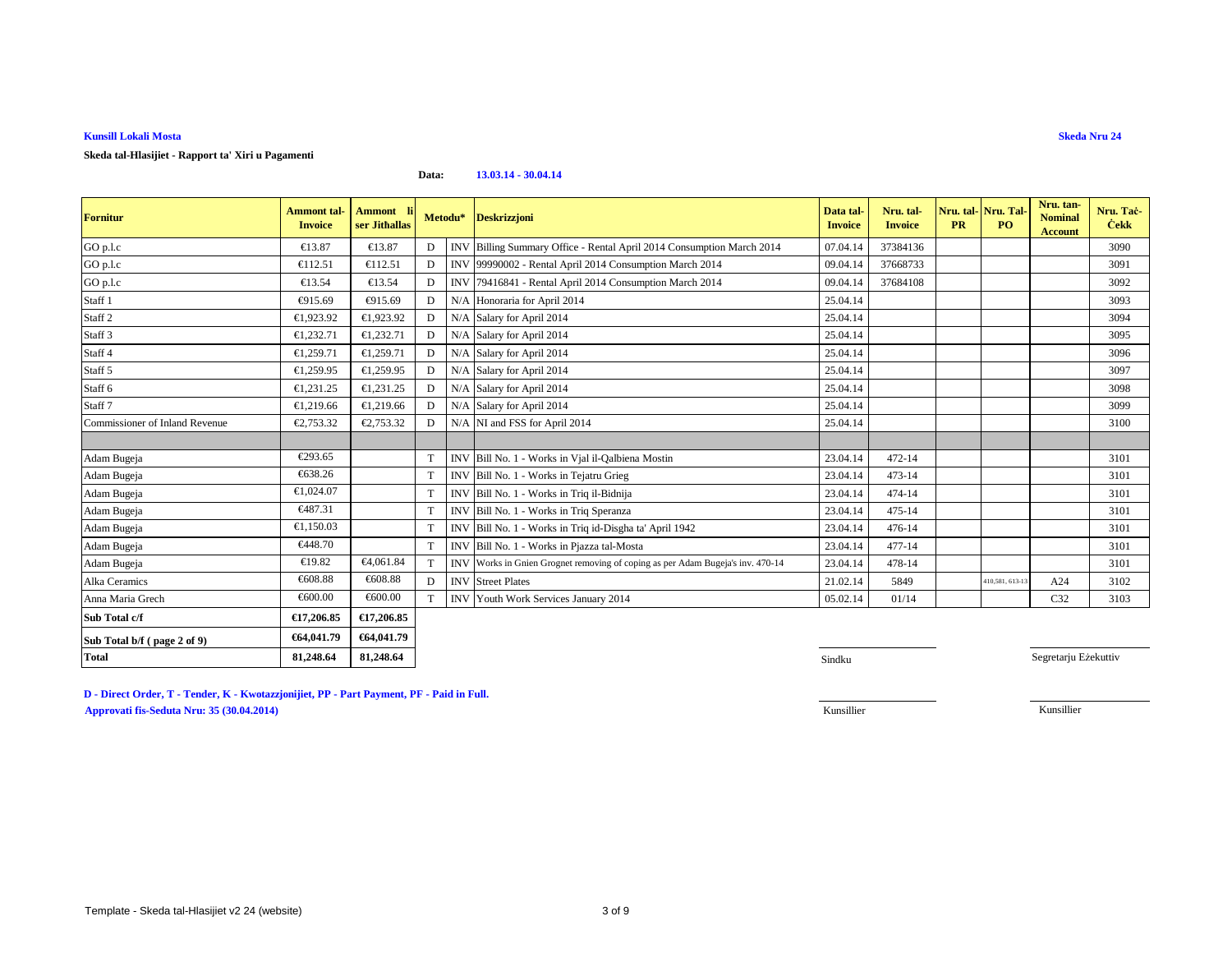**Kunsill Lokali Mosta**

**Skeda Nru 24**

**Skeda tal-Hlasijiet - Rapport ta' Xiri u Pagamenti**

**Data:** **13.03.14 - 30.04.14**

| Fornitur | Ammont tal-Invoice | Ammont li ser Jithallas | Metodu* | | Deskrizzjoni | Data tal-Invoice | Nru. tal-Invoice | Nru. tal-PR | Nru. Tal-PO | Nru. tan-Nominal Account | Nru. Taċ-Ċekk |
|---|---|---|---|---|---|---|---|---|---|---|---|
| GO p.l.c | €13.87 | €13.87 | D | INV | Billing Summary Office - Rental April 2014 Consumption March 2014 | 07.04.14 | 37384136 | | | | 3090 |
| GO p.l.c | €112.51 | €112.51 | D | INV | 99990002 - Rental April 2014 Consumption March 2014 | 09.04.14 | 37668733 | | | | 3091 |
| GO p.l.c | €13.54 | €13.54 | D | INV | 79416841 - Rental April 2014 Consumption March 2014 | 09.04.14 | 37684108 | | | | 3092 |
| Staff 1 | €915.69 | €915.69 | D | N/A | Honoraria for April 2014 | 25.04.14 | | | | | 3093 |
| Staff 2 | €1,923.92 | €1,923.92 | D | N/A | Salary for April 2014 | 25.04.14 | | | | | 3094 |
| Staff 3 | €1,232.71 | €1,232.71 | D | N/A | Salary for April 2014 | 25.04.14 | | | | | 3095 |
| Staff 4 | €1,259.71 | €1,259.71 | D | N/A | Salary for April 2014 | 25.04.14 | | | | | 3096 |
| Staff 5 | €1,259.95 | €1,259.95 | D | N/A | Salary for April 2014 | 25.04.14 | | | | | 3097 |
| Staff 6 | €1,231.25 | €1,231.25 | D | N/A | Salary for April 2014 | 25.04.14 | | | | | 3098 |
| Staff 7 | €1,219.66 | €1,219.66 | D | N/A | Salary for April 2014 | 25.04.14 | | | | | 3099 |
| Commissioner of Inland Revenue | €2,753.32 | €2,753.32 | D | N/A | NI and FSS for April 2014 | 25.04.14 | | | | | 3100 |
| | | | | | | | | | | | |
| Adam Bugeja | €293.65 | | T | INV | Bill No. 1 - Works in Vjal il-Qalbiena Mostin | 23.04.14 | 472-14 | | | | 3101 |
| Adam Bugeja | €638.26 | | T | INV | Bill No. 1 - Works in Tejatru Grieg | 23.04.14 | 473-14 | | | | 3101 |
| Adam Bugeja | €1,024.07 | | T | INV | Bill No. 1 - Works in Triq il-Bidnija | 23.04.14 | 474-14 | | | | 3101 |
| Adam Bugeja | €487.31 | | T | INV | Bill No. 1 - Works in Triq Speranza | 23.04.14 | 475-14 | | | | 3101 |
| Adam Bugeja | €1,150.03 | | T | INV | Bill No. 1 - Works in Triq id-Disgha ta' April 1942 | 23.04.14 | 476-14 | | | | 3101 |
| Adam Bugeja | €448.70 | | T | INV | Bill No. 1 - Works in Pjazza tal-Mosta | 23.04.14 | 477-14 | | | | 3101 |
| Adam Bugeja | €19.82 | €4,061.84 | T | INV | Works in Gnien Grognet removing of coping as per Adam Bugeja's inv. 470-14 | 23.04.14 | 478-14 | | | | 3101 |
| Alka Ceramics | €608.88 | €608.88 | D | INV | Street Plates | 21.02.14 | 5849 | | 410,581, 613-13 | A24 | 3102 |
| Anna Maria Grech | €600.00 | €600.00 | T | INV | Youth Work Services January 2014 | 05.02.14 | 01/14 | | | C32 | 3103 |
| **Sub Total c/f** | **€17,206.85** | **€17,206.85** | | | | | | | | | |
| **Sub Total b/f ( page 2 of 9)** | **€64,041.79** | **€64,041.79** | | | | | | | | | |
| **Total** | **81,248.64** | **81,248.64** | | | | | | | | | |

Sindku

Segretarju Eżekuttiv

Kunsillier

Kunsillier

**D - Direct Order, T - Tender, K - Kwotazzjonijiet, PP - Part Payment, PF - Paid in Full.**

**Approvati fis-Seduta Nru: 35 (30.04.2014)**

Template - Skeda tal-Hlasijiet v2 24 (website)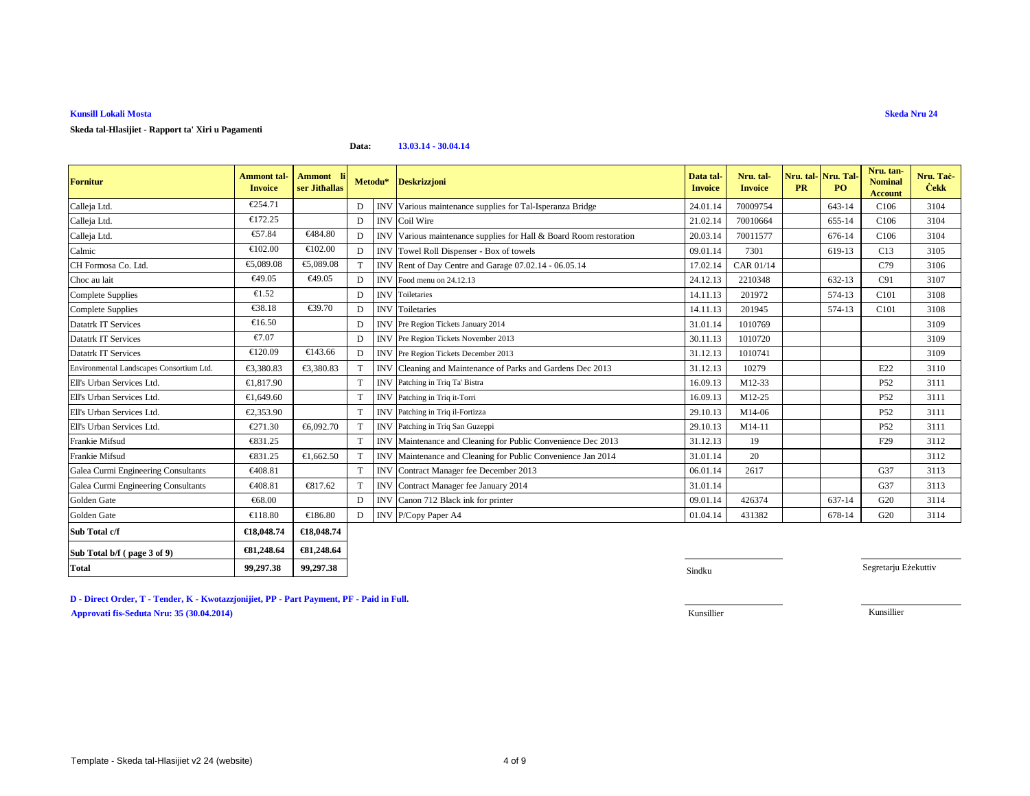**Kunsill Lokali Mosta**

**Skeda Nru 24**

**Skeda tal-Hlasijiet - Rapport ta' Xiri u Pagamenti**

**Data:** **13.03.14 - 30.04.14**

| Fornitur | Ammont tal-Invoice | Ammont li ser Jithallas | Metodu* | | Deskrizzjoni | Data tal-Invoice | Nru. tal-Invoice | Nru. tal-PR | Nru. Tal-PO | Nru. tan-Nominal Account | Nru. Taċ-Ċekk |
|---|---|---|---|---|---|---|---|---|---|---|---|
| Calleja Ltd. | €254.71 | | D | INV | Various maintenance supplies for Tal-Isperanza Bridge | 24.01.14 | 70009754 | | 643-14 | C106 | 3104 |
| Calleja Ltd. | €172.25 | | D | INV | Coil Wire | 21.02.14 | 70010664 | | 655-14 | C106 | 3104 |
| Calleja Ltd. | €57.84 | €484.80 | D | INV | Various maintenance supplies for Hall & Board Room restoration | 20.03.14 | 70011577 | | 676-14 | C106 | 3104 |
| Calmic | €102.00 | €102.00 | D | INV | Towel Roll Dispenser - Box of towels | 09.01.14 | 7301 | | 619-13 | C13 | 3105 |
| CH Formosa Co. Ltd. | €5,089.08 | €5,089.08 | T | INV | Rent of Day Centre and Garage 07.02.14 - 06.05.14 | 17.02.14 | CAR 01/14 | | | C79 | 3106 |
| Choc au lait | €49.05 | €49.05 | D | INV | Food menu on 24.12.13 | 24.12.13 | 2210348 | | 632-13 | C91 | 3107 |
| Complete Supplies | €1.52 | | D | INV | Toiletaries | 14.11.13 | 201972 | | 574-13 | C101 | 3108 |
| Complete Supplies | €38.18 | €39.70 | D | INV | Toiletaries | 14.11.13 | 201945 | | 574-13 | C101 | 3108 |
| Datatrk IT Services | €16.50 | | D | INV | Pre Region Tickets January 2014 | 31.01.14 | 1010769 | | | | 3109 |
| Datatrk IT Services | €7.07 | | D | INV | Pre Region Tickets November 2013 | 30.11.13 | 1010720 | | | | 3109 |
| Datatrk IT Services | €120.09 | €143.66 | D | INV | Pre Region Tickets December 2013 | 31.12.13 | 1010741 | | | | 3109 |
| Environmental Landscapes Consortium Ltd. | €3,380.83 | €3,380.83 | T | INV | Cleaning and Maintenance of Parks and Gardens Dec 2013 | 31.12.13 | 10279 | | | E22 | 3110 |
| Ell's Urban Services Ltd. | €1,817.90 | | T | INV | Patching in Triq Ta' Bistra | 16.09.13 | M12-33 | | | P52 | 3111 |
| Ell's Urban Services Ltd. | €1,649.60 | | T | INV | Patching in Triq it-Torri | 16.09.13 | M12-25 | | | P52 | 3111 |
| Ell's Urban Services Ltd. | €2,353.90 | | T | INV | Patching in Triq il-Fortizza | 29.10.13 | M14-06 | | | P52 | 3111 |
| Ell's Urban Services Ltd. | €271.30 | €6,092.70 | T | INV | Patching in Triq San Guzeppi | 29.10.13 | M14-11 | | | P52 | 3111 |
| Frankie Mifsud | €831.25 | | T | INV | Maintenance and Cleaning for Public Convenience Dec 2013 | 31.12.13 | 19 | | | F29 | 3112 |
| Frankie Mifsud | €831.25 | €1,662.50 | T | INV | Maintenance and Cleaning for Public Convenience Jan 2014 | 31.01.14 | 20 | | | | 3112 |
| Galea Curmi Engineering Consultants | €408.81 | | T | INV | Contract Manager fee December 2013 | 06.01.14 | 2617 | | | G37 | 3113 |
| Galea Curmi Engineering Consultants | €408.81 | €817.62 | T | INV | Contract Manager fee January 2014 | 31.01.14 | | | | G37 | 3113 |
| Golden Gate | €68.00 | | D | INV | Canon 712 Black ink for printer | 09.01.14 | 426374 | | 637-14 | G20 | 3114 |
| Golden Gate | €118.80 | €186.80 | D | INV | P/Copy Paper A4 | 01.04.14 | 431382 | | 678-14 | G20 | 3114 |
| **Sub Total c/f** | **€18,048.74** | **€18,048.74** | | | | | | | | | |
| **Sub Total b/f ( page 3 of 9)** | **€81,248.64** | **€81,248.64** | | | | | | | | | |
| **Total** | **99,297.38** | **99,297.38** | | | | | | | | | |

Sindku

Segretarju Eżekuttiv

Kunsillier

Kunsillier

**D - Direct Order, T - Tender, K - Kwotazzjonijiet, PP - Part Payment, PF - Paid in Full.**

**Approvati fis-Seduta Nru: 35 (30.04.2014)**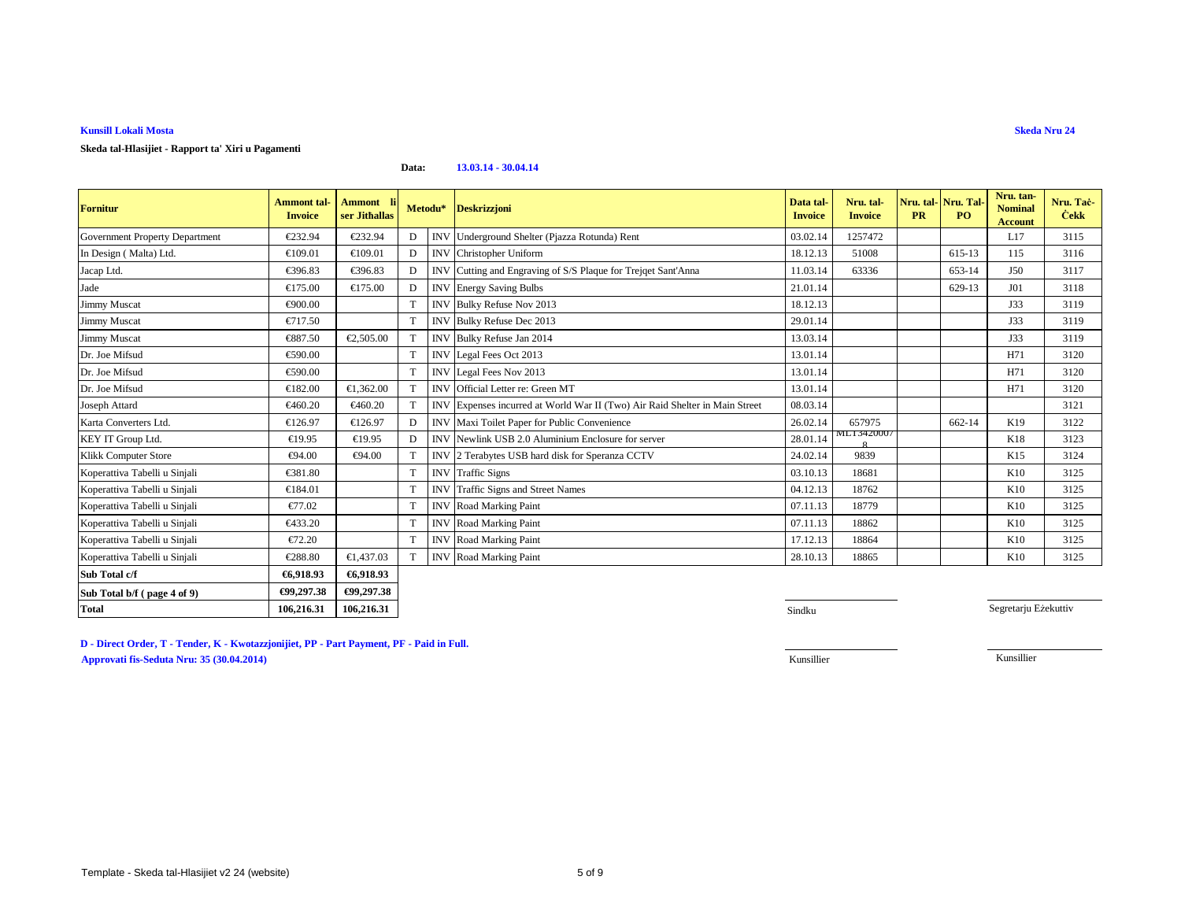**Kunsill Lokali Mosta**

**Skeda Nru 24**

**Skeda tal-Hlasijiet - Rapport ta' Xiri u Pagamenti**

**Data:** **13.03.14 - 30.04.14**

| Fornitur | Ammont tal-Invoice | Ammont li ser Jithallas | Metodu* | | Deskrizzjoni | Data tal-Invoice | Nru. tal-Invoice | Nru. tal-PR | Nru. Tal-PO | Nru. tan-Nominal Account | Nru. Taċ-Ċekk |
|---|---|---|---|---|---|---|---|---|---|---|---|
| Government Property Department | €232.94 | €232.94 | D | INV | Underground Shelter (Pjazza Rotunda) Rent | 03.02.14 | 1257472 | | | L17 | 3115 |
| In Design ( Malta) Ltd. | €109.01 | €109.01 | D | INV | Christopher Uniform | 18.12.13 | 51008 | | 615-13 | 115 | 3116 |
| Jacap Ltd. | €396.83 | €396.83 | D | INV | Cutting and Engraving of S/S Plaque for Trejqet Sant'Anna | 11.03.14 | 63336 | | 653-14 | J50 | 3117 |
| Jade | €175.00 | €175.00 | D | INV | Energy Saving Bulbs | 21.01.14 | | | 629-13 | J01 | 3118 |
| Jimmy Muscat | €900.00 | | T | INV | Bulky Refuse Nov 2013 | 18.12.13 | | | | J33 | 3119 |
| Jimmy Muscat | €717.50 | | T | INV | Bulky Refuse Dec 2013 | 29.01.14 | | | | J33 | 3119 |
| Jimmy Muscat | €887.50 | €2,505.00 | T | INV | Bulky Refuse Jan 2014 | 13.03.14 | | | | J33 | 3119 |
| Dr. Joe Mifsud | €590.00 | | T | INV | Legal Fees Oct 2013 | 13.01.14 | | | | H71 | 3120 |
| Dr. Joe Mifsud | €590.00 | | T | INV | Legal Fees Nov 2013 | 13.01.14 | | | | H71 | 3120 |
| Dr. Joe Mifsud | €182.00 | €1,362.00 | T | INV | Official Letter re: Green MT | 13.01.14 | | | | H71 | 3120 |
| Joseph Attard | €460.20 | €460.20 | T | INV | Expenses incurred at World War II (Two) Air Raid Shelter in Main Street | 08.03.14 | | | | | 3121 |
| Karta Converters Ltd. | €126.97 | €126.97 | D | INV | Maxi Toilet Paper for Public Convenience | 26.02.14 | 657975 | | 662-14 | K19 | 3122 |
| KEY IT Group Ltd. | €19.95 | €19.95 | D | INV | Newlink USB 2.0 Aluminium Enclosure for server | 28.01.14 | ML134200078 | | | K18 | 3123 |
| Klikk Computer Store | €94.00 | €94.00 | T | INV | 2 Terabytes USB hard disk for Speranza CCTV | 24.02.14 | 9839 | | | K15 | 3124 |
| Koperattiva Tabelli u Sinjali | €381.80 | | T | INV | Traffic Signs | 03.10.13 | 18681 | | | K10 | 3125 |
| Koperattiva Tabelli u Sinjali | €184.01 | | T | INV | Traffic Signs and Street Names | 04.12.13 | 18762 | | | K10 | 3125 |
| Koperattiva Tabelli u Sinjali | €77.02 | | T | INV | Road Marking Paint | 07.11.13 | 18779 | | | K10 | 3125 |
| Koperattiva Tabelli u Sinjali | €433.20 | | T | INV | Road Marking Paint | 07.11.13 | 18862 | | | K10 | 3125 |
| Koperattiva Tabelli u Sinjali | €72.20 | | T | INV | Road Marking Paint | 17.12.13 | 18864 | | | K10 | 3125 |
| Koperattiva Tabelli u Sinjali | €288.80 | €1,437.03 | T | INV | Road Marking Paint | 28.10.13 | 18865 | | | K10 | 3125 |
| **Sub Total c/f** | **€6,918.93** | **€6,918.93** | | | | | | | | | |
| **Sub Total b/f ( page 4 of 9)** | **€99,297.38** | **€99,297.38** | | | | | | | | | |
| **Total** | **106,216.31** | **106,216.31** | | | | | | | | | |

Sindku                    Segretarju Eżekuttiv

Kunsillier                    Kunsillier

**D - Direct Order, T - Tender, K - Kwotazzjonijiet, PP - Part Payment, PF - Paid in Full.**

**Approvati fis-Seduta Nru: 35 (30.04.2014)**

Template - Skeda tal-Hlasijiet v2 24 (website)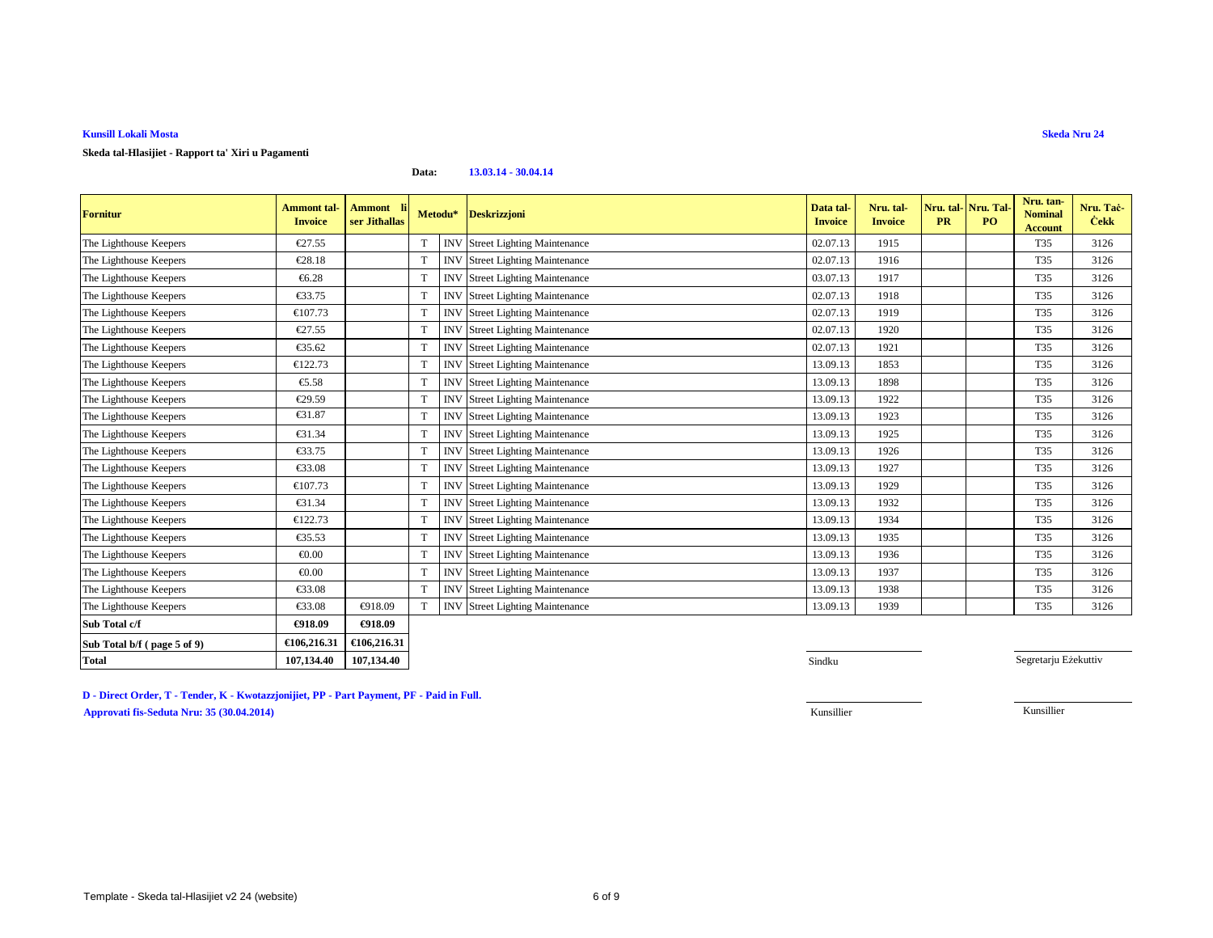**Kunsill Lokali Mosta**

**Skeda Nru 24**

**Skeda tal-Hlasijiet - Rapport ta' Xiri u Pagamenti**

**Data:** **13.03.14 - 30.04.14**

| Fornitur | Ammont tal-Invoice | Ammont li ser Jithallas | Metodu* | | Deskrizzjoni | Data tal-Invoice | Nru. tal-Invoice | Nru. tal-PR | Nru. Tal-PO | Nru. tan-Nominal Account | Nru. Taċ-Ċekk |
|---|---|---|---|---|---|---|---|---|---|---|---|
| The Lighthouse Keepers | €27.55 | | T | INV | Street Lighting Maintenance | 02.07.13 | 1915 | | | T35 | 3126 |
| The Lighthouse Keepers | €28.18 | | T | INV | Street Lighting Maintenance | 02.07.13 | 1916 | | | T35 | 3126 |
| The Lighthouse Keepers | €6.28 | | T | INV | Street Lighting Maintenance | 03.07.13 | 1917 | | | T35 | 3126 |
| The Lighthouse Keepers | €33.75 | | T | INV | Street Lighting Maintenance | 02.07.13 | 1918 | | | T35 | 3126 |
| The Lighthouse Keepers | €107.73 | | T | INV | Street Lighting Maintenance | 02.07.13 | 1919 | | | T35 | 3126 |
| The Lighthouse Keepers | €27.55 | | T | INV | Street Lighting Maintenance | 02.07.13 | 1920 | | | T35 | 3126 |
| The Lighthouse Keepers | €35.62 | | T | INV | Street Lighting Maintenance | 02.07.13 | 1921 | | | T35 | 3126 |
| The Lighthouse Keepers | €122.73 | | T | INV | Street Lighting Maintenance | 13.09.13 | 1853 | | | T35 | 3126 |
| The Lighthouse Keepers | €5.58 | | T | INV | Street Lighting Maintenance | 13.09.13 | 1898 | | | T35 | 3126 |
| The Lighthouse Keepers | €29.59 | | T | INV | Street Lighting Maintenance | 13.09.13 | 1922 | | | T35 | 3126 |
| The Lighthouse Keepers | €31.87 | | T | INV | Street Lighting Maintenance | 13.09.13 | 1923 | | | T35 | 3126 |
| The Lighthouse Keepers | €31.34 | | T | INV | Street Lighting Maintenance | 13.09.13 | 1925 | | | T35 | 3126 |
| The Lighthouse Keepers | €33.75 | | T | INV | Street Lighting Maintenance | 13.09.13 | 1926 | | | T35 | 3126 |
| The Lighthouse Keepers | €33.08 | | T | INV | Street Lighting Maintenance | 13.09.13 | 1927 | | | T35 | 3126 |
| The Lighthouse Keepers | €107.73 | | T | INV | Street Lighting Maintenance | 13.09.13 | 1929 | | | T35 | 3126 |
| The Lighthouse Keepers | €31.34 | | T | INV | Street Lighting Maintenance | 13.09.13 | 1932 | | | T35 | 3126 |
| The Lighthouse Keepers | €122.73 | | T | INV | Street Lighting Maintenance | 13.09.13 | 1934 | | | T35 | 3126 |
| The Lighthouse Keepers | €35.53 | | T | INV | Street Lighting Maintenance | 13.09.13 | 1935 | | | T35 | 3126 |
| The Lighthouse Keepers | €0.00 | | T | INV | Street Lighting Maintenance | 13.09.13 | 1936 | | | T35 | 3126 |
| The Lighthouse Keepers | €0.00 | | T | INV | Street Lighting Maintenance | 13.09.13 | 1937 | | | T35 | 3126 |
| The Lighthouse Keepers | €33.08 | | T | INV | Street Lighting Maintenance | 13.09.13 | 1938 | | | T35 | 3126 |
| The Lighthouse Keepers | €33.08 | €918.09 | T | INV | Street Lighting Maintenance | 13.09.13 | 1939 | | | T35 | 3126 |
| **Sub Total c/f** | **€918.09** | **€918.09** | | | | | | | | | |
| **Sub Total b/f ( page 5 of 9)** | **€106,216.31** | **€106,216.31** | | | | | | | | | |
| **Total** | **107,134.40** | **107,134.40** | | | | | | | | | |

Sindku

Segretarju Eżekuttiv

**D - Direct Order, T - Tender, K - Kwotazzjonijiet, PP - Part Payment, PF - Paid in Full.**

**Approvati fis-Seduta Nru: 35 (30.04.2014)**

Kunsillier

Kunsillier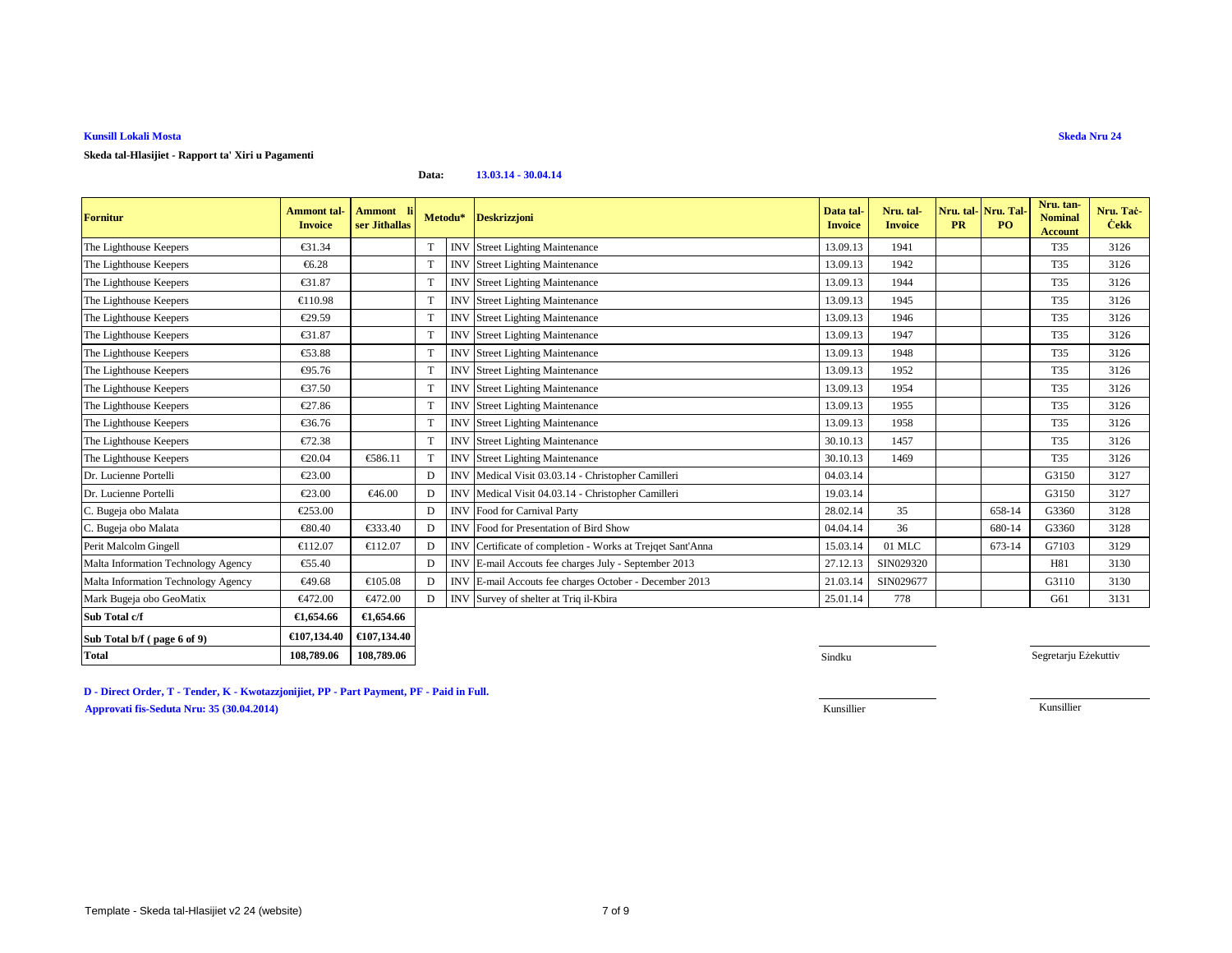**Kunsill Lokali Mosta**

**Skeda Nru 24**

**Skeda tal-Hlasijiet - Rapport ta' Xiri u Pagamenti**

**Data:** **13.03.14 - 30.04.14**

| Fornitur | Ammont tal-Invoice | Ammont li ser Jithallas | Metodu* | | Deskrizzjoni | Data tal-Invoice | Nru. tal-Invoice | Nru. tal-PR | Nru. Tal-PO | Nru. tan-Nominal Account | Nru. Taċ-Ċekk |
|---|---|---|---|---|---|---|---|---|---|---|---|
| The Lighthouse Keepers | €31.34 | | T | INV | Street Lighting Maintenance | 13.09.13 | 1941 | | | T35 | 3126 |
| The Lighthouse Keepers | €6.28 | | T | INV | Street Lighting Maintenance | 13.09.13 | 1942 | | | T35 | 3126 |
| The Lighthouse Keepers | €31.87 | | T | INV | Street Lighting Maintenance | 13.09.13 | 1944 | | | T35 | 3126 |
| The Lighthouse Keepers | €110.98 | | T | INV | Street Lighting Maintenance | 13.09.13 | 1945 | | | T35 | 3126 |
| The Lighthouse Keepers | €29.59 | | T | INV | Street Lighting Maintenance | 13.09.13 | 1946 | | | T35 | 3126 |
| The Lighthouse Keepers | €31.87 | | T | INV | Street Lighting Maintenance | 13.09.13 | 1947 | | | T35 | 3126 |
| The Lighthouse Keepers | €53.88 | | T | INV | Street Lighting Maintenance | 13.09.13 | 1948 | | | T35 | 3126 |
| The Lighthouse Keepers | €95.76 | | T | INV | Street Lighting Maintenance | 13.09.13 | 1952 | | | T35 | 3126 |
| The Lighthouse Keepers | €37.50 | | T | INV | Street Lighting Maintenance | 13.09.13 | 1954 | | | T35 | 3126 |
| The Lighthouse Keepers | €27.86 | | T | INV | Street Lighting Maintenance | 13.09.13 | 1955 | | | T35 | 3126 |
| The Lighthouse Keepers | €36.76 | | T | INV | Street Lighting Maintenance | 13.09.13 | 1958 | | | T35 | 3126 |
| The Lighthouse Keepers | €72.38 | | T | INV | Street Lighting Maintenance | 30.10.13 | 1457 | | | T35 | 3126 |
| The Lighthouse Keepers | €20.04 | €586.11 | T | INV | Street Lighting Maintenance | 30.10.13 | 1469 | | | T35 | 3126 |
| Dr. Lucienne Portelli | €23.00 | | D | INV | Medical Visit 03.03.14 - Christopher Camilleri | 04.03.14 | | | | G3150 | 3127 |
| Dr. Lucienne Portelli | €23.00 | €46.00 | D | INV | Medical Visit 04.03.14 - Christopher Camilleri | 19.03.14 | | | | G3150 | 3127 |
| C. Bugeja obo Malata | €253.00 | | D | INV | Food for Carnival Party | 28.02.14 | 35 | | 658-14 | G3360 | 3128 |
| C. Bugeja obo Malata | €80.40 | €333.40 | D | INV | Food for Presentation of Bird Show | 04.04.14 | 36 | | 680-14 | G3360 | 3128 |
| Perit Malcolm Gingell | €112.07 | €112.07 | D | INV | Certificate of completion - Works at Trejqet Sant'Anna | 15.03.14 | 01 MLC | | 673-14 | G7103 | 3129 |
| Malta Information Technology Agency | €55.40 | | D | INV | E-mail Accouts fee charges July - September 2013 | 27.12.13 | SIN029320 | | | H81 | 3130 |
| Malta Information Technology Agency | €49.68 | €105.08 | D | INV | E-mail Accouts fee charges October - December 2013 | 21.03.14 | SIN029677 | | | G3110 | 3130 |
| Mark Bugeja obo GeoMatix | €472.00 | €472.00 | D | INV | Survey of shelter at Triq il-Kbira | 25.01.14 | 778 | | | G61 | 3131 |
| **Sub Total c/f** | **€1,654.66** | **€1,654.66** | | | | | | | | | |
| **Sub Total b/f ( page 6 of 9)** | **€107,134.40** | **€107,134.40** | | | | | | | | | |
| **Total** | **108,789.06** | **108,789.06** | | | | | | | | | |

Sindku

Segretarju Eżekuttiv

Kunsillier

Kunsillier

**D - Direct Order, T - Tender, K - Kwotazzjonijiet, PP - Part Payment, PF - Paid in Full.**

**Approvati fis-Seduta Nru: 35 (30.04.2014)**

Template - Skeda tal-Hlasijiet v2 24 (website)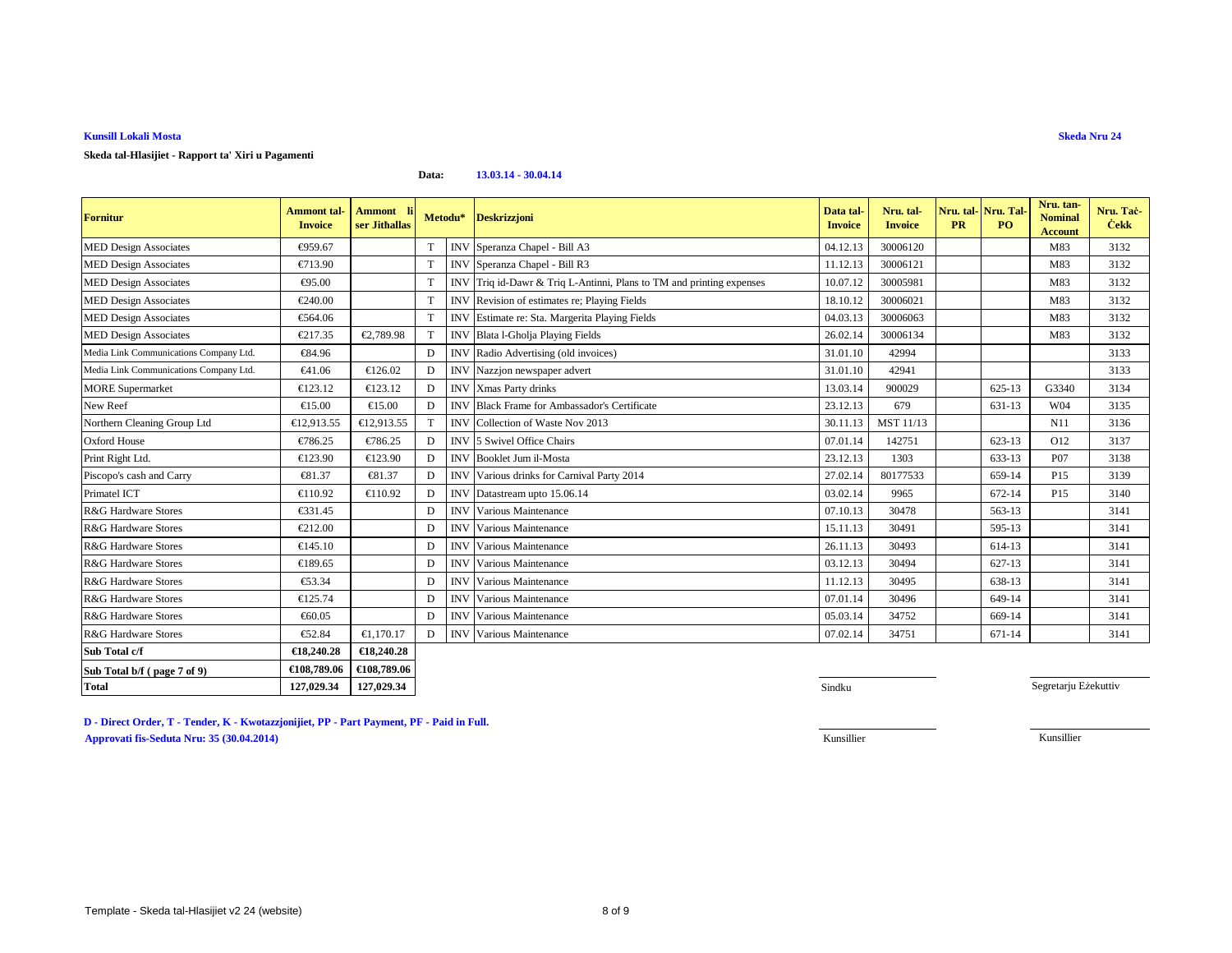**Kunsill Lokali Mosta**

**Skeda Nru 24**

**Skeda tal-Hlasijiet - Rapport ta' Xiri u Pagamenti**

**Data:** **13.03.14 - 30.04.14**

| Fornitur | Ammont tal-Invoice | Ammont li ser Jithallas | Metodu* | | Deskrizzjoni | Data tal-Invoice | Nru. tal-Invoice | Nru. tal-PR | Nru. Tal-PO | Nru. tan-Nominal Account | Nru. Taċ-Ċekk |
|---|---|---|---|---|---|---|---|---|---|---|---|
| MED Design Associates | €959.67 | | T | INV | Speranza Chapel - Bill A3 | 04.12.13 | 30006120 | | | M83 | 3132 |
| MED Design Associates | €713.90 | | T | INV | Speranza Chapel - Bill R3 | 11.12.13 | 30006121 | | | M83 | 3132 |
| MED Design Associates | €95.00 | | T | INV | Triq id-Dawr & Triq L-Antinni, Plans to TM and printing expenses | 10.07.12 | 30005981 | | | M83 | 3132 |
| MED Design Associates | €240.00 | | T | INV | Revision of estimates re; Playing Fields | 18.10.12 | 30006021 | | | M83 | 3132 |
| MED Design Associates | €564.06 | | T | INV | Estimate re: Sta. Margerita Playing Fields | 04.03.13 | 30006063 | | | M83 | 3132 |
| MED Design Associates | €217.35 | €2,789.98 | T | INV | Blata l-Gholja Playing Fields | 26.02.14 | 30006134 | | | M83 | 3132 |
| Media Link Communications Company Ltd. | €84.96 | | D | INV | Radio Advertising (old invoices) | 31.01.10 | 42994 | | | | 3133 |
| Media Link Communications Company Ltd. | €41.06 | €126.02 | D | INV | Nazzjon newspaper advert | 31.01.10 | 42941 | | | | 3133 |
| MORE Supermarket | €123.12 | €123.12 | D | INV | Xmas Party drinks | 13.03.14 | 900029 | | 625-13 | G3340 | 3134 |
| New Reef | €15.00 | €15.00 | D | INV | Black Frame for Ambassador's Certificate | 23.12.13 | 679 | | 631-13 | W04 | 3135 |
| Northern Cleaning Group Ltd | €12,913.55 | €12,913.55 | T | INV | Collection of Waste Nov 2013 | 30.11.13 | MST 11/13 | | | N11 | 3136 |
| Oxford House | €786.25 | €786.25 | D | INV | 5 Swivel Office Chairs | 07.01.14 | 142751 | | 623-13 | O12 | 3137 |
| Print Right Ltd. | €123.90 | €123.90 | D | INV | Booklet Jum il-Mosta | 23.12.13 | 1303 | | 633-13 | P07 | 3138 |
| Piscopo's cash and Carry | €81.37 | €81.37 | D | INV | Various drinks for Carnival Party 2014 | 27.02.14 | 80177533 | | 659-14 | P15 | 3139 |
| Primatel ICT | €110.92 | €110.92 | D | INV | Datastream upto 15.06.14 | 03.02.14 | 9965 | | 672-14 | P15 | 3140 |
| R&G Hardware Stores | €331.45 | | D | INV | Various Maintenance | 07.10.13 | 30478 | | 563-13 | | 3141 |
| R&G Hardware Stores | €212.00 | | D | INV | Various Maintenance | 15.11.13 | 30491 | | 595-13 | | 3141 |
| R&G Hardware Stores | €145.10 | | D | INV | Various Maintenance | 26.11.13 | 30493 | | 614-13 | | 3141 |
| R&G Hardware Stores | €189.65 | | D | INV | Various Maintenance | 03.12.13 | 30494 | | 627-13 | | 3141 |
| R&G Hardware Stores | €53.34 | | D | INV | Various Maintenance | 11.12.13 | 30495 | | 638-13 | | 3141 |
| R&G Hardware Stores | €125.74 | | D | INV | Various Maintenance | 07.01.14 | 30496 | | 649-14 | | 3141 |
| R&G Hardware Stores | €60.05 | | D | INV | Various Maintenance | 05.03.14 | 34752 | | 669-14 | | 3141 |
| R&G Hardware Stores | €52.84 | €1,170.17 | D | INV | Various Maintenance | 07.02.14 | 34751 | | 671-14 | | 3141 |
| **Sub Total c/f** | **€18,240.28** | **€18,240.28** | | | | | | | | | |
| **Sub Total b/f ( page 7 of 9)** | **€108,789.06** | **€108,789.06** | | | | | | | | | |
| **Total** | **127,029.34** | **127,029.34** | | | | | | | | | |

Sindku

Segretarju Eżekuttiv

**D - Direct Order, T - Tender, K - Kwotazzjonijiet, PP - Part Payment, PF - Paid in Full.**

**Approvati fis-Seduta Nru: 35 (30.04.2014)**

Kunsillier

Kunsillier

Template - Skeda tal-Hlasijiet v2 24 (website)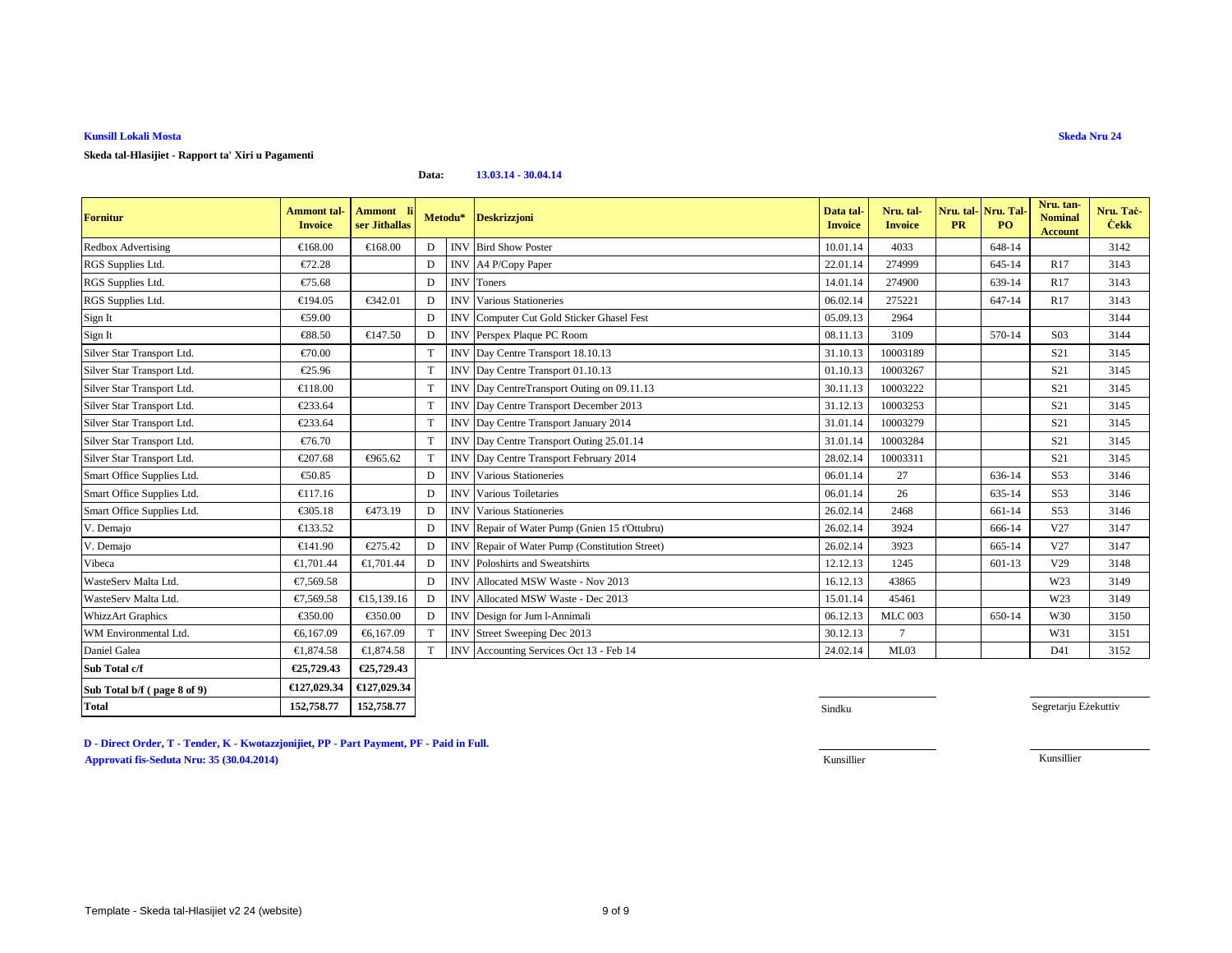**Kunsill Lokali Mosta**

**Skeda Nru 24**

**Skeda tal-Hlasijiet - Rapport ta' Xiri u Pagamenti**

**Data:** **13.03.14 - 30.04.14**

| Fornitur | Ammont tal-Invoice | Ammont li ser Jithallas | Metodu* | | Deskrizzjoni | Data tal-Invoice | Nru. tal-Invoice | Nru. tal-PR | Nru. Tal-PO | Nru. tan-Nominal Account | Nru. Taċ-Ċekk |
|---|---|---|---|---|---|---|---|---|---|---|---|
| Redbox Advertising | €168.00 | €168.00 | D | INV | Bird Show Poster | 10.01.14 | 4033 | | 648-14 | | 3142 |
| RGS Supplies Ltd. | €72.28 | | D | INV | A4 P/Copy Paper | 22.01.14 | 274999 | | 645-14 | R17 | 3143 |
| RGS Supplies Ltd. | €75.68 | | D | INV | Toners | 14.01.14 | 274900 | | 639-14 | R17 | 3143 |
| RGS Supplies Ltd. | €194.05 | €342.01 | D | INV | Various Stationeries | 06.02.14 | 275221 | | 647-14 | R17 | 3143 |
| Sign It | €59.00 | | D | INV | Computer Cut Gold Sticker Ghasel Fest | 05.09.13 | 2964 | | | | 3144 |
| Sign It | €88.50 | €147.50 | D | INV | Perspex Plaque PC Room | 08.11.13 | 3109 | | 570-14 | S03 | 3144 |
| Silver Star Transport Ltd. | €70.00 | | T | INV | Day Centre Transport 18.10.13 | 31.10.13 | 10003189 | | | S21 | 3145 |
| Silver Star Transport Ltd. | €25.96 | | T | INV | Day Centre Transport 01.10.13 | 01.10.13 | 10003267 | | | S21 | 3145 |
| Silver Star Transport Ltd. | €118.00 | | T | INV | Day CentreTransport Outing on 09.11.13 | 30.11.13 | 10003222 | | | S21 | 3145 |
| Silver Star Transport Ltd. | €233.64 | | T | INV | Day Centre Transport December 2013 | 31.12.13 | 10003253 | | | S21 | 3145 |
| Silver Star Transport Ltd. | €233.64 | | T | INV | Day Centre Transport January 2014 | 31.01.14 | 10003279 | | | S21 | 3145 |
| Silver Star Transport Ltd. | €76.70 | | T | INV | Day Centre Transport Outing 25.01.14 | 31.01.14 | 10003284 | | | S21 | 3145 |
| Silver Star Transport Ltd. | €207.68 | €965.62 | T | INV | Day Centre Transport February 2014 | 28.02.14 | 10003311 | | | S21 | 3145 |
| Smart Office Supplies Ltd. | €50.85 | | D | INV | Various Stationeries | 06.01.14 | 27 | | 636-14 | S53 | 3146 |
| Smart Office Supplies Ltd. | €117.16 | | D | INV | Various Toiletaries | 06.01.14 | 26 | | 635-14 | S53 | 3146 |
| Smart Office Supplies Ltd. | €305.18 | €473.19 | D | INV | Various Stationeries | 26.02.14 | 2468 | | 661-14 | S53 | 3146 |
| V. Demajo | €133.52 | | D | INV | Repair of Water Pump (Gnien 15 t'Ottubru) | 26.02.14 | 3924 | | 666-14 | V27 | 3147 |
| V. Demajo | €141.90 | €275.42 | D | INV | Repair of Water Pump (Constitution Street) | 26.02.14 | 3923 | | 665-14 | V27 | 3147 |
| Vibeca | €1,701.44 | €1,701.44 | D | INV | Poloshirts and Sweatshirts | 12.12.13 | 1245 | | 601-13 | V29 | 3148 |
| WasteServ Malta Ltd. | €7,569.58 | | D | INV | Allocated MSW Waste - Nov 2013 | 16.12.13 | 43865 | | | W23 | 3149 |
| WasteServ Malta Ltd. | €7,569.58 | €15,139.16 | D | INV | Allocated MSW Waste - Dec 2013 | 15.01.14 | 45461 | | | W23 | 3149 |
| WhizzArt Graphics | €350.00 | €350.00 | D | INV | Design for Jum l-Annimali | 06.12.13 | MLC 003 | | 650-14 | W30 | 3150 |
| WM Environmental Ltd. | €6,167.09 | €6,167.09 | T | INV | Street Sweeping Dec 2013 | 30.12.13 | 7 | | | W31 | 3151 |
| Daniel Galea | €1,874.58 | €1,874.58 | T | INV | Accounting Services Oct 13 - Feb 14 | 24.02.14 | ML03 | | | D41 | 3152 |
| **Sub Total c/f** | **€25,729.43** | **€25,729.43** | | | | | | | | | |
| **Sub Total b/f ( page 8 of 9)** | **€127,029.34** | **€127,029.34** | | | | | | | | | |
| **Total** | **152,758.77** | **152,758.77** | | | | | | | | | |

Sindku &nbsp;&nbsp;&nbsp;&nbsp; Segretarju Eżekuttiv

Kunsillier &nbsp;&nbsp;&nbsp;&nbsp; Kunsillier

**D - Direct Order, T - Tender, K - Kwotazzjonijiet, PP - Part Payment, PF - Paid in Full.**

**Approvati fis-Seduta Nru: 35 (30.04.2014)**

Template - Skeda tal-Hlasijiet v2 24 (website)